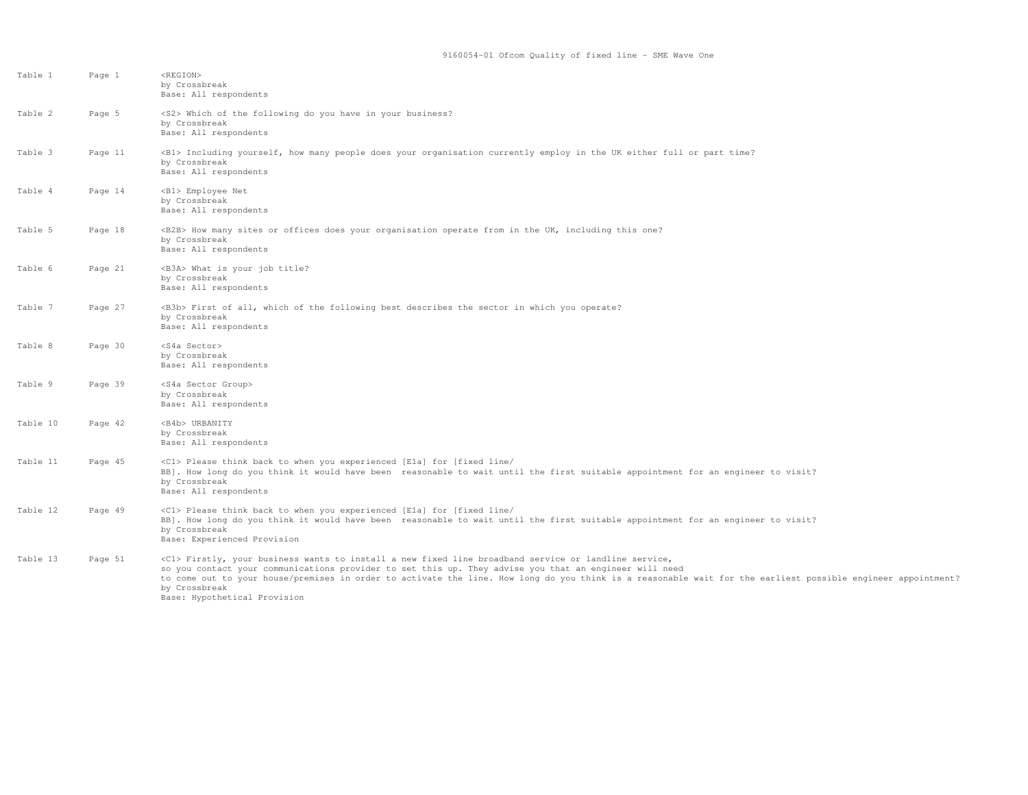9160054-01 Ofcom Quality of fixed line - SME Wave One

| Table | Page | Description |
| --- | --- | --- |
| Table 1 | Page 1 | <REGION><br>by Crossbreak<br>Base: All respondents |
| Table 2 | Page 5 | <S2> Which of the following do you have in your business?<br>by Crossbreak<br>Base: All respondents |
| Table 3 | Page 11 | <B1> Including yourself, how many people does your organisation currently employ in the UK either full or part time?<br>by Crossbreak<br>Base: All respondents |
| Table 4 | Page 14 | <B1> Employee Net<br>by Crossbreak<br>Base: All respondents |
| Table 5 | Page 18 | <B2B> How many sites or offices does your organisation operate from in the UK, including this one?<br>by Crossbreak<br>Base: All respondents |
| Table 6 | Page 21 | <B3A> What is your job title?<br>by Crossbreak<br>Base: All respondents |
| Table 7 | Page 27 | <B3b> First of all, which of the following best describes the sector in which you operate?<br>by Crossbreak<br>Base: All respondents |
| Table 8 | Page 30 | <S4a Sector><br>by Crossbreak<br>Base: All respondents |
| Table 9 | Page 39 | <S4a Sector Group><br>by Crossbreak<br>Base: All respondents |
| Table 10 | Page 42 | <B4b> URBANITY<br>by Crossbreak<br>Base: All respondents |
| Table 11 | Page 45 | <C1> Please think back to when you experienced [E1a] for [fixed line/ BB]. How long do you think it would have been reasonable to wait until the first suitable appointment for an engineer to visit?<br>by Crossbreak<br>Base: All respondents |
| Table 12 | Page 49 | <C1> Please think back to when you experienced [E1a] for [fixed line/ BB]. How long do you think it would have been reasonable to wait until the first suitable appointment for an engineer to visit?<br>by Crossbreak<br>Base: Experienced Provision |
| Table 13 | Page 51 | <C1> Firstly, your business wants to install a new fixed line broadband service or landline service, so you contact your communications provider to set this up. They advise you that an engineer will need to come out to your house/premises in order to activate the line. How long do you think is a reasonable wait for the earliest possible engineer appointment?<br>by Crossbreak<br>Base: Hypothetical Provision |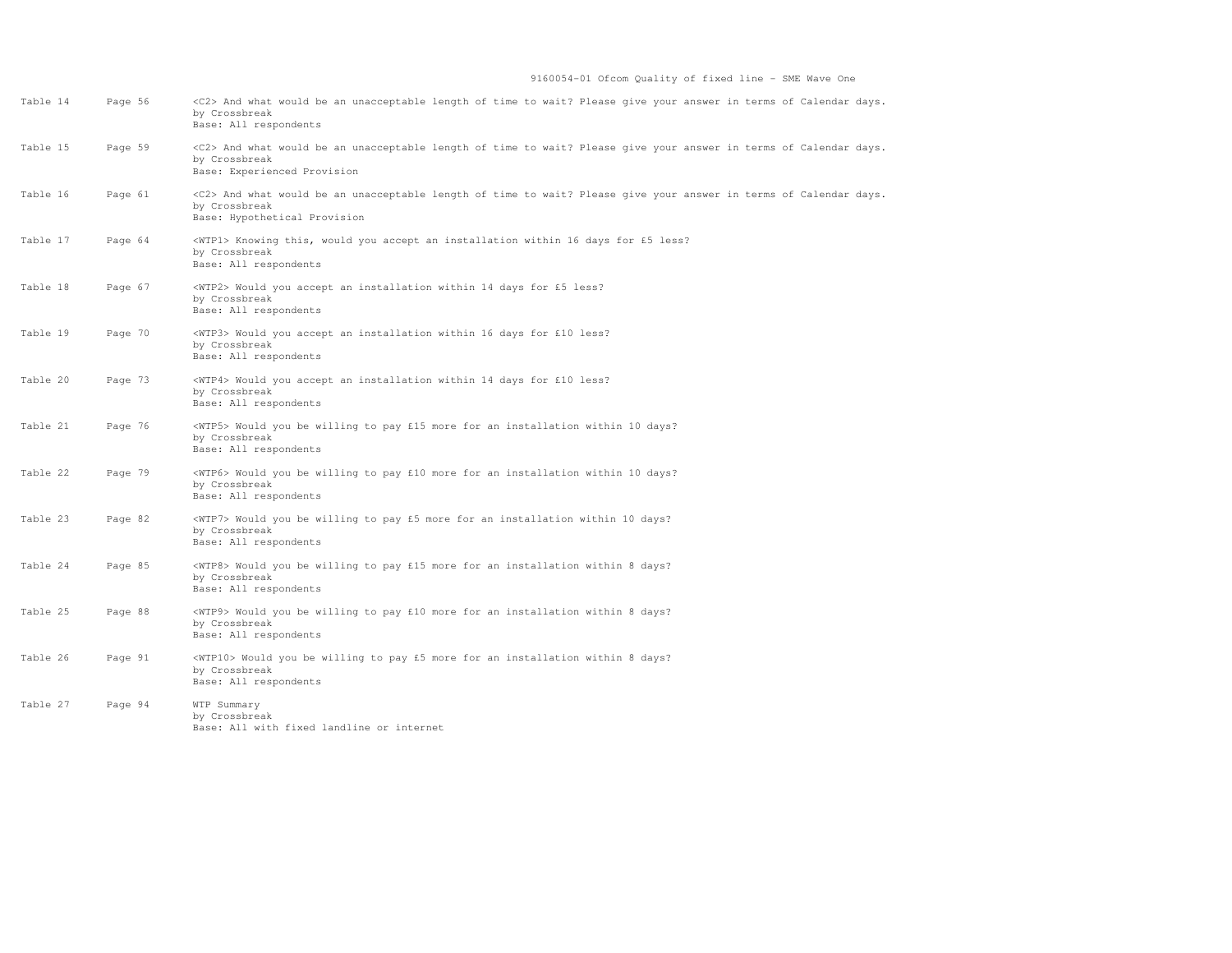| Table | Page | Description |
|---|---|---|
| Table 14 | Page 56 | <C2> And what would be an unacceptable length of time to wait? Please give your answer in terms of Calendar days.<br>by Crossbreak<br>Base: All respondents |
| Table 15 | Page 59 | <C2> And what would be an unacceptable length of time to wait? Please give your answer in terms of Calendar days.<br>by Crossbreak<br>Base: Experienced Provision |
| Table 16 | Page 61 | <C2> And what would be an unacceptable length of time to wait? Please give your answer in terms of Calendar days.<br>by Crossbreak<br>Base: Hypothetical Provision |
| Table 17 | Page 64 | <WTP1> Knowing this, would you accept an installation within 16 days for £5 less?<br>by Crossbreak<br>Base: All respondents |
| Table 18 | Page 67 | <WTP2> Would you accept an installation within 14 days for £5 less?<br>by Crossbreak<br>Base: All respondents |
| Table 19 | Page 70 | <WTP3> Would you accept an installation within 16 days for £10 less?<br>by Crossbreak<br>Base: All respondents |
| Table 20 | Page 73 | <WTP4> Would you accept an installation within 14 days for £10 less?<br>by Crossbreak<br>Base: All respondents |
| Table 21 | Page 76 | <WTP5> Would you be willing to pay £15 more for an installation within 10 days?<br>by Crossbreak<br>Base: All respondents |
| Table 22 | Page 79 | <WTP6> Would you be willing to pay £10 more for an installation within 10 days?<br>by Crossbreak<br>Base: All respondents |
| Table 23 | Page 82 | <WTP7> Would you be willing to pay £5 more for an installation within 10 days?<br>by Crossbreak<br>Base: All respondents |
| Table 24 | Page 85 | <WTP8> Would you be willing to pay £15 more for an installation within 8 days?<br>by Crossbreak<br>Base: All respondents |
| Table 25 | Page 88 | <WTP9> Would you be willing to pay £10 more for an installation within 8 days?<br>by Crossbreak<br>Base: All respondents |
| Table 26 | Page 91 | <WTP10> Would you be willing to pay £5 more for an installation within 8 days?<br>by Crossbreak<br>Base: All respondents |
| Table 27 | Page 94 | WTP Summary<br>by Crossbreak<br>Base: All with fixed landline or internet |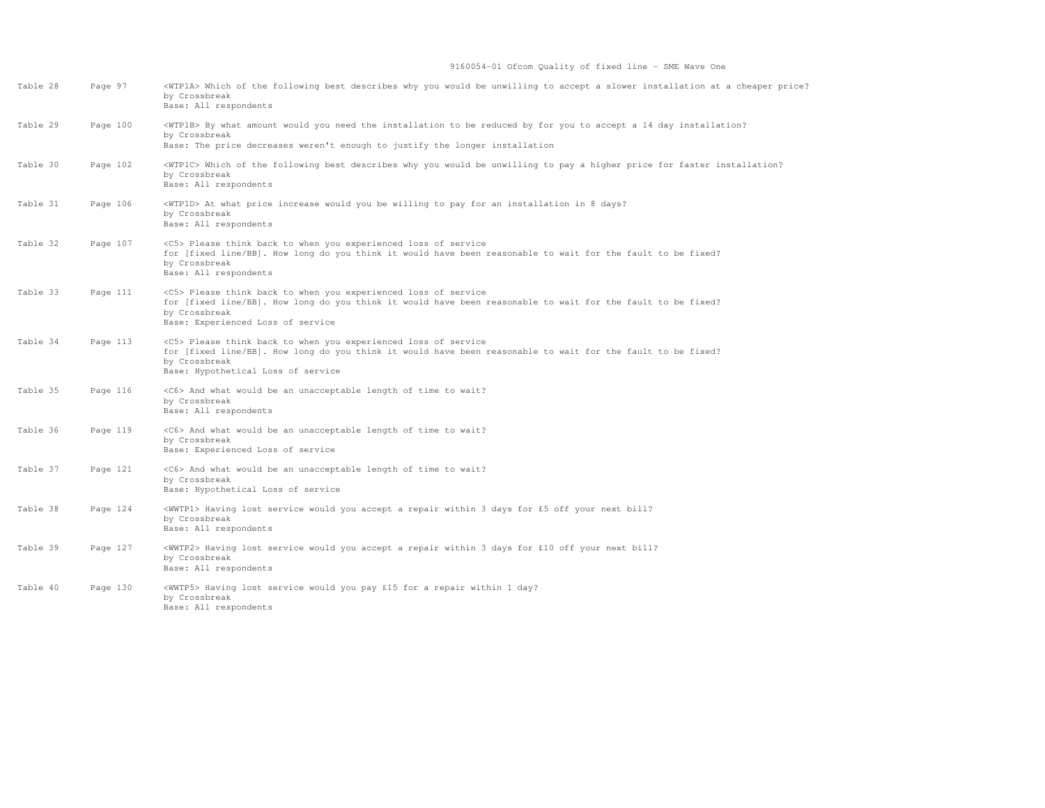| Table | Page | Description |
|---|---|---|
| Table 28 | Page 97 | <WTP1A> Which of the following best describes why you would be unwilling to accept a slower installation at a cheaper price?<br>by Crossbreak<br>Base: All respondents |
| Table 29 | Page 100 | <WTP1B> By what amount would you need the installation to be reduced by for you to accept a 14 day installation?<br>by Crossbreak<br>Base: The price decreases weren't enough to justify the longer installation |
| Table 30 | Page 102 | <WTP1C> Which of the following best describes why you would be unwilling to pay a higher price for faster installation?<br>by Crossbreak<br>Base: All respondents |
| Table 31 | Page 106 | <WTP1D> At what price increase would you be willing to pay for an installation in 8 days?<br>by Crossbreak<br>Base: All respondents |
| Table 32 | Page 107 | <C5> Please think back to when you experienced loss of service for [fixed line/BB]. How long do you think it would have been reasonable to wait for the fault to be fixed?<br>by Crossbreak<br>Base: All respondents |
| Table 33 | Page 111 | <C5> Please think back to when you experienced loss of service for [fixed line/BB]. How long do you think it would have been reasonable to wait for the fault to be fixed?<br>by Crossbreak<br>Base: Experienced Loss of service |
| Table 34 | Page 113 | <C5> Please think back to when you experienced loss of service for [fixed line/BB]. How long do you think it would have been reasonable to wait for the fault to be fixed?<br>by Crossbreak<br>Base: Hypothetical Loss of service |
| Table 35 | Page 116 | <C6> And what would be an unacceptable length of time to wait?<br>by Crossbreak<br>Base: All respondents |
| Table 36 | Page 119 | <C6> And what would be an unacceptable length of time to wait?<br>by Crossbreak<br>Base: Experienced Loss of service |
| Table 37 | Page 121 | <C6> And what would be an unacceptable length of time to wait?<br>by Crossbreak<br>Base: Hypothetical Loss of service |
| Table 38 | Page 124 | <WWTP1> Having lost service would you accept a repair within 3 days for £5 off your next bill?<br>by Crossbreak<br>Base: All respondents |
| Table 39 | Page 127 | <WWTP2> Having lost service would you accept a repair within 3 days for £10 off your next bill?<br>by Crossbreak<br>Base: All respondents |
| Table 40 | Page 130 | <WWTP5> Having lost service would you pay £15 for a repair within 1 day?<br>by Crossbreak<br>Base: All respondents |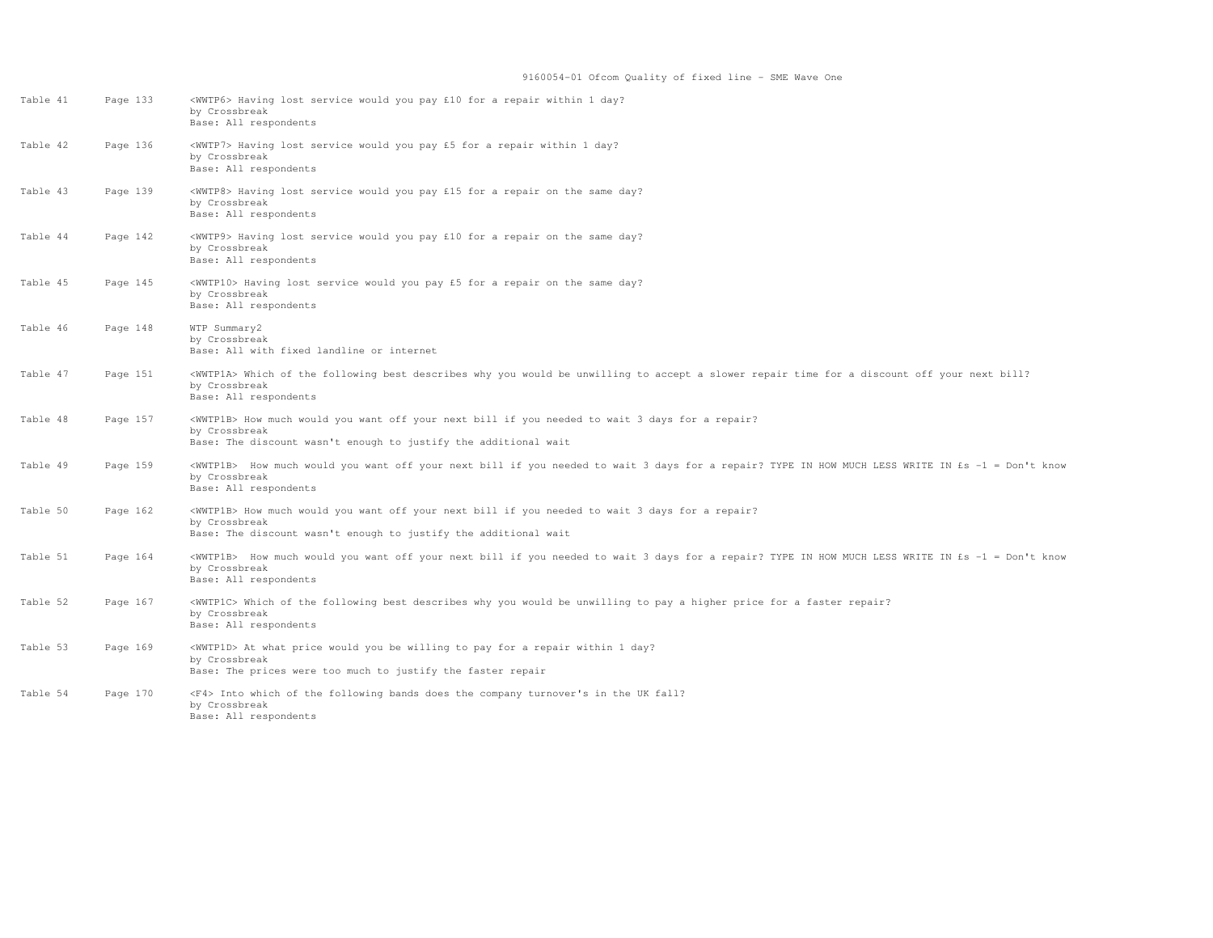| | | |
|---|---|---|
| Table 41 | Page 133 | <WWTP6> Having lost service would you pay £10 for a repair within 1 day?<br>by Crossbreak<br>Base: All respondents |
| Table 42 | Page 136 | <WWTP7> Having lost service would you pay £5 for a repair within 1 day?<br>by Crossbreak<br>Base: All respondents |
| Table 43 | Page 139 | <WWTP8> Having lost service would you pay £15 for a repair on the same day?<br>by Crossbreak<br>Base: All respondents |
| Table 44 | Page 142 | <WWTP9> Having lost service would you pay £10 for a repair on the same day?<br>by Crossbreak<br>Base: All respondents |
| Table 45 | Page 145 | <WWTP10> Having lost service would you pay £5 for a repair on the same day?<br>by Crossbreak<br>Base: All respondents |
| Table 46 | Page 148 | WTP Summary2<br>by Crossbreak<br>Base: All with fixed landline or internet |
| Table 47 | Page 151 | <WWTP1A> Which of the following best describes why you would be unwilling to accept a slower repair time for a discount off your next bill?<br>by Crossbreak<br>Base: All respondents |
| Table 48 | Page 157 | <WWTP1B> How much would you want off your next bill if you needed to wait 3 days for a repair?<br>by Crossbreak<br>Base: The discount wasn't enough to justify the additional wait |
| Table 49 | Page 159 | <WWTP1B> How much would you want off your next bill if you needed to wait 3 days for a repair? TYPE IN HOW MUCH LESS WRITE IN £s -1 = Don't know<br>by Crossbreak<br>Base: All respondents |
| Table 50 | Page 162 | <WWTP1B> How much would you want off your next bill if you needed to wait 3 days for a repair?<br>by Crossbreak<br>Base: The discount wasn't enough to justify the additional wait |
| Table 51 | Page 164 | <WWTP1B> How much would you want off your next bill if you needed to wait 3 days for a repair? TYPE IN HOW MUCH LESS WRITE IN £s -1 = Don't know<br>by Crossbreak<br>Base: All respondents |
| Table 52 | Page 167 | <WWTP1C> Which of the following best describes why you would be unwilling to pay a higher price for a faster repair?<br>by Crossbreak<br>Base: All respondents |
| Table 53 | Page 169 | <WWTP1D> At what price would you be willing to pay for a repair within 1 day?<br>by Crossbreak<br>Base: The prices were too much to justify the faster repair |
| Table 54 | Page 170 | <F4> Into which of the following bands does the company turnover's in the UK fall?<br>by Crossbreak<br>Base: All respondents |